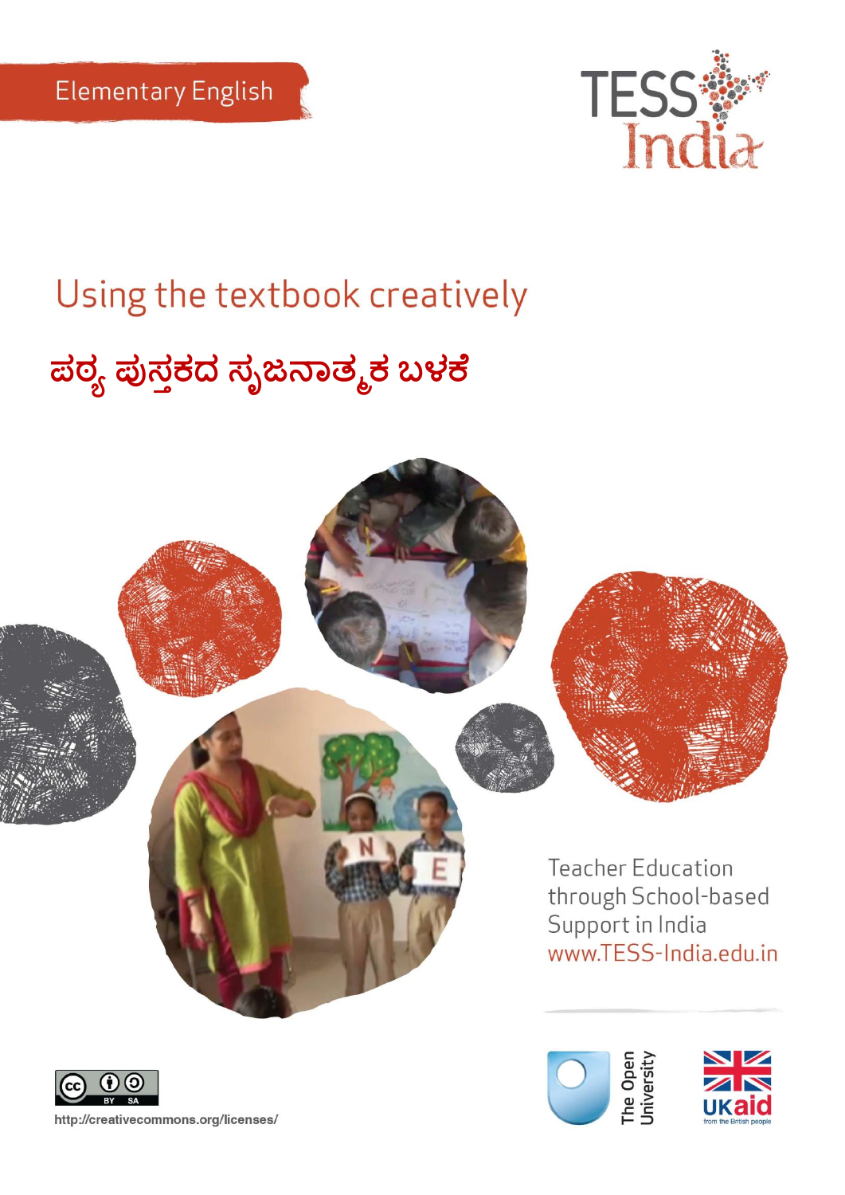Elementary English

TESS India

# Using the textbook creatively

## ಪಠ್ಯ ಪುಸ್ತಕದ ಸೃಜನಾತ್ಮಕ ಬಳಕೆ

Teacher Education through School-based Support in India
www.TESS-India.edu.in

http://creativecommons.org/licenses/

The Open University

UKaid from the British people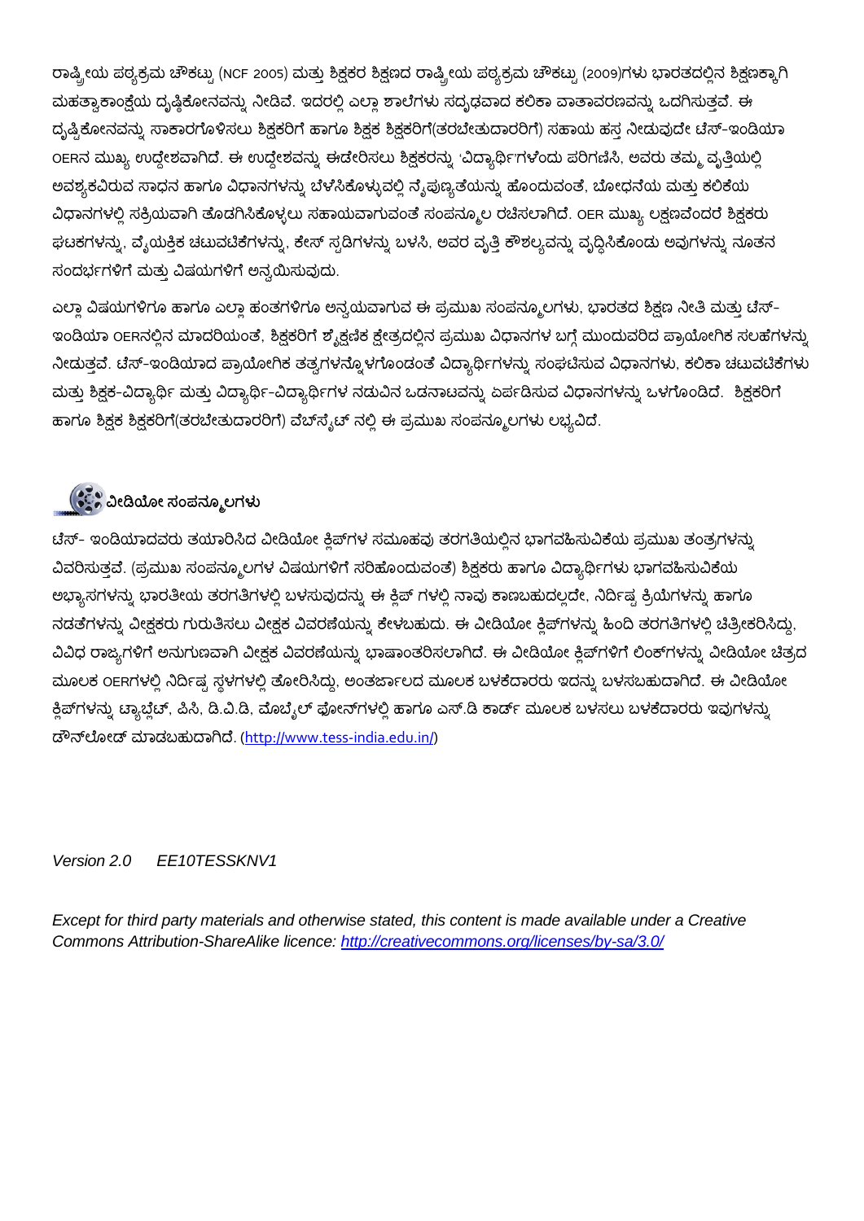ರಾಷ್ಟ್ರೀಯ ಪಠ್ಯಕ್ರಮ ಚೌಕಟ್ಟು (NCF 2005) ಮತ್ತು ಶಿಕ್ಷಕರ ಶಿಕ್ಷಣದ ರಾಷ್ಟ್ರೀಯ ಪಠ್ಯಕ್ರಮ ಚೌಕಟ್ಟು (2009)ಗಳು ಭಾರತದಲ್ಲಿನ ಶಿಕ್ಷಣಕ್ಕಾಗಿ ಮಹತ್ವಾಕಾಂಕ್ಷೆಯ ದೃಷ್ಟಿಕೋನವನ್ನು ನೀಡಿವೆ. ಇದರಲ್ಲಿ ಎಲ್ಲಾ ಶಾಲೆಗಳು ಸದೃಢವಾದ ಕಲಿಕಾ ವಾತಾವರಣವನ್ನು ಒದಗಿಸುತ್ತವೆ. ಈ ದೃಷ್ಟಿಕೋನವನ್ನು ಸಾಕಾರಗೊಳಿಸಲು ಶಿಕ್ಷಕರಿಗೆ ಹಾಗೂ ಶಿಕ್ಷಕ ಶಿಕ್ಷಕರಿಗೆ(ತರಬೇತುದಾರರಿಗೆ) ಸಹಾಯ ಹಸ್ತ ನೀಡುವುದೇ ಟೆಸ್-ಇಂಡಿಯಾ OERನ ಮುಖ್ಯ ಉದ್ದೇಶವಾಗಿದೆ. ಈ ಉದ್ದೇಶವನ್ನು ಈಡೇರಿಸಲು ಶಿಕ್ಷಕರನ್ನು 'ವಿದ್ಯಾರ್ಥಿ'ಗಳೆಂದು ಪರಿಗಣಿಸಿ, ಅವರು ತಮ್ಮ ವೃತ್ತಿಯಲ್ಲಿ ಅವಶ್ಯಕವಿರುವ ಸಾಧನ ಹಾಗೂ ವಿಧಾನಗಳನ್ನು ಬೆಳೆಸಿಕೊಳ್ಳುವಲ್ಲಿ ನೈಪುಣ್ಯತೆಯನ್ನು ಹೊಂದುವಂತೆ, ಬೋಧನೆಯ ಮತ್ತು ಕಲಿಕೆಯ ವಿಧಾನಗಳಲ್ಲಿ ಸಕ್ರಿಯವಾಗಿ ತೊಡಗಿಸಿಕೊಳ್ಳಲು ಸಹಾಯವಾಗುವಂತೆ ಸಂಪನ್ಮೂಲ ರಚಿಸಲಾಗಿದೆ. OER ಮುಖ್ಯ ಲಕ್ಷಣವೆಂದರೆ ಶಿಕ್ಷಕರು ಘಟಕಗಳನ್ನು, ವೈಯಕ್ತಿಕ ಚಟುವಟಿಕೆಗಳನ್ನು, ಕೇಸ್ ಸ್ಟಡಿಗಳನ್ನು ಬಳಸಿ, ಅವರ ವೃತ್ತಿ ಕೌಶಲ್ಯವನ್ನು ವೃದ್ಧಿಸಿಕೊಂಡು ಅವುಗಳನ್ನು ನೂತನ ಸಂದರ್ಭಗಳಿಗೆ ಮತ್ತು ವಿಷಯಗಳಿಗೆ ಅನ್ವಯಿಸುವುದು.

ಎಲ್ಲಾ ವಿಷಯಗಳಿಗೂ ಹಾಗೂ ಎಲ್ಲಾ ಹಂತಗಳಿಗೂ ಅನ್ವಯವಾಗುವ ಈ ಪ್ರಮುಖ ಸಂಪನ್ಮೂಲಗಳು, ಭಾರತದ ಶಿಕ್ಷಣ ನೀತಿ ಮತ್ತು ಟೆಸ್-ಇಂಡಿಯಾ OERನಲ್ಲಿನ ಮಾದರಿಯಂತೆ, ಶಿಕ್ಷಕರಿಗೆ ಶೈಕ್ಷಣಿಕ ಕ್ಷೇತ್ರದಲ್ಲಿನ ಪ್ರಮುಖ ವಿಧಾನಗಳ ಬಗ್ಗೆ ಮುಂದುವರಿದ ಪ್ರಾಯೋಗಿಕ ಸಲಹೆಗಳನ್ನು ನೀಡುತ್ತವೆ. ಟೆಸ್-ಇಂಡಿಯಾದ ಪ್ರಾಯೋಗಿಕ ತತ್ವಗಳನ್ನೊಳಗೊಂಡಂತೆ ವಿದ್ಯಾರ್ಥಿಗಳನ್ನು ಸಂಘಟಿಸುವ ವಿಧಾನಗಳು, ಕಲಿಕಾ ಚಟುವಟಿಕೆಗಳು ಮತ್ತು ಶಿಕ್ಷಕ-ವಿದ್ಯಾರ್ಥಿ ಮತ್ತು ವಿದ್ಯಾರ್ಥಿ-ವಿದ್ಯಾರ್ಥಿಗಳ ನಡುವಿನ ಒಡನಾಟವನ್ನು ಏರ್ಪಡಿಸುವ ವಿಧಾನಗಳನ್ನು ಒಳಗೊಂಡಿದೆ. ಶಿಕ್ಷಕರಿಗೆ ಹಾಗೂ ಶಿಕ್ಷಕ ಶಿಕ್ಷಕರಿಗೆ(ತರಬೇತುದಾರರಿಗೆ) ವೆಬ್‌ಸೈಟ್ ನಲ್ಲಿ ಈ ಪ್ರಮುಖ ಸಂಪನ್ಮೂಲಗಳು ಲಭ್ಯವಿದೆ.

## ವೀಡಿಯೋ ಸಂಪನ್ಮೂಲಗಳು

ಟೆಸ್- ಇಂಡಿಯಾದವರು ತಯಾರಿಸಿದ ವೀಡಿಯೋ ಕ್ಲಿಪ್‌ಗಳ ಸಮೂಹವು ತರಗತಿಯಲ್ಲಿನ ಭಾಗವಹಿಸುವಿಕೆಯ ಪ್ರಮುಖ ತಂತ್ರಗಳನ್ನು ವಿವರಿಸುತ್ತವೆ. (ಪ್ರಮುಖ ಸಂಪನ್ಮೂಲಗಳ ವಿಷಯಗಳಿಗೆ ಸರಿಹೊಂದುವಂತೆ) ಶಿಕ್ಷಕರು ಹಾಗೂ ವಿದ್ಯಾರ್ಥಿಗಳು ಭಾಗವಹಿಸುವಿಕೆಯ ಅಭ್ಯಾಸಗಳನ್ನು ಭಾರತೀಯ ತರಗತಿಗಳಲ್ಲಿ ಬಳಸುವುದನ್ನು ಈ ಕ್ಲಿಪ್ ಗಳಲ್ಲಿ ನಾವು ಕಾಣಬಹುದಲ್ಲದೇ, ನಿರ್ದಿಷ್ಟ ಕ್ರಿಯೆಗಳನ್ನು ಹಾಗೂ ನಡತೆಗಳನ್ನು ವೀಕ್ಷಕರು ಗುರುತಿಸಲು ವೀಕ್ಷಕ ವಿವರಣೆಯನ್ನು ಕೇಳಬಹುದು. ಈ ವೀಡಿಯೋ ಕ್ಲಿಪ್‌ಗಳನ್ನು ಹಿಂದಿ ತರಗತಿಗಳಲ್ಲಿ ಚಿತ್ರೀಕರಿಸಿದ್ದು, ವಿವಿಧ ರಾಜ್ಯಗಳಿಗೆ ಅನುಗುಣವಾಗಿ ವೀಕ್ಷಕ ವಿವರಣೆಯನ್ನು ಭಾಷಾಂತರಿಸಲಾಗಿದೆ. ಈ ವೀಡಿಯೋ ಕ್ಲಿಪ್‌ಗಳಿಗೆ ಲಿಂಕ್‌ಗಳನ್ನು ವೀಡಿಯೋ ಚಿತ್ರದ ಮೂಲಕ OERಗಳಲ್ಲಿ ನಿರ್ದಿಷ್ಟ ಸ್ಥಳಗಳಲ್ಲಿ ತೋರಿಸಿದ್ದು, ಅಂತರ್ಜಾಲದ ಮೂಲಕ ಬಳಕೆದಾರರು ಇದನ್ನು ಬಳಸಬಹುದಾಗಿದೆ. ಈ ವೀಡಿಯೋ ಕ್ಲಿಪ್‌ಗಳನ್ನು ಟ್ಯಾಬ್ಲೆಟ್, ಪಿಸಿ, ಡಿ.ವಿ.ಡಿ, ಮೊಬೈಲ್ ಫೋನ್‌ಗಳಲ್ಲಿ ಹಾಗೂ ಎಸ್.ಡಿ ಕಾರ್ಡ್ ಮೂಲಕ ಬಳಸಲು ಬಳಕೆದಾರರು ಇವುಗಳನ್ನು ಡೌನ್‌ಲೋಡ್ ಮಾಡಬಹುದಾಗಿದೆ. (http://www.tess-india.edu.in/)

*Version 2.0 EE10TESSKNV1*

*Except for third party materials and otherwise stated, this content is made available under a Creative Commons Attribution-ShareAlike licence: http://creativecommons.org/licenses/by-sa/3.0/*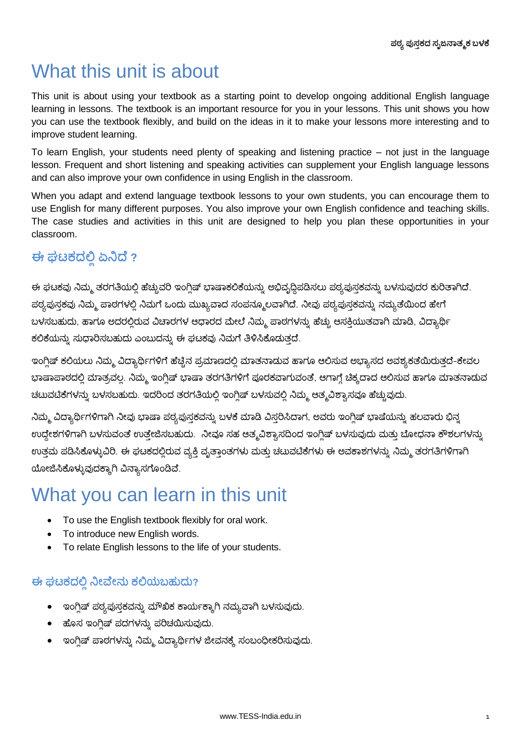# What this unit is about

This unit is about using your textbook as a starting point to develop ongoing additional English language learning in lessons. The textbook is an important resource for you in your lessons. This unit shows you how you can use the textbook flexibly, and build on the ideas in it to make your lessons more interesting and to improve student learning.

To learn English, your students need plenty of speaking and listening practice – not just in the language lesson. Frequent and short listening and speaking activities can supplement your English language lessons and can also improve your own confidence in using English in the classroom.

When you adapt and extend language textbook lessons to your own students, you can encourage them to use English for many different purposes. You also improve your own English confidence and teaching skills. The case studies and activities in this unit are designed to help you plan these opportunities in your classroom.

## ಈ ಘಟಕದಲ್ಲಿ ಏನಿದೆ ?

ಈ ಘಟಕವು ನಿಮ್ಮ ತರಗತಿಯಲ್ಲಿ ಹೆಚ್ಚುವರಿ ಇಂಗ್ಲಿಷ್ ಭಾಷಾಕಲಿಕೆಯನ್ನು ಅಭಿವೃದ್ಧಿಪಡಿಸಲು ಪಠ್ಯಪುಸ್ತಕವನ್ನು ಬಳಸುವುದರ ಕುರಿತಾಗಿದೆ. ಪಠ್ಯಪುಸ್ತಕವು ನಿಮ್ಮ ಪಾಠಗಳಲ್ಲಿ ನಿಮಗೆ ಒಂದು ಮುಖ್ಯವಾದ ಸಂಪನ್ಮೂಲವಾಗಿದೆ. ನೀವು ಪಠ್ಯಪುಸ್ತಕವನ್ನು ನಮ್ಯತೆಯಿಂದ ಹೇಗೆ ಬಳಸಬಹುದು, ಹಾಗೂ ಅದರಲ್ಲಿರುವ ವಿಚಾರಗಳ ಆಧಾರದ ಮೇಲೆ ನಿಮ್ಮ ಪಾಠಗಳನ್ನು ಹೆಚ್ಚು ಆಸಕ್ತಿಯುತವಾಗಿ ಮಾಡಿ, ವಿದ್ಯಾರ್ಥಿ ಕಲಿಕೆಯನ್ನು ಸುಧಾರಿಸಬಹುದು ಎಂಬುದನ್ನು ಈ ಘಟಕವು ನಿಮಗೆ ತಿಳಿಸಿಕೊಡುತ್ತದೆ.

ಇಂಗ್ಲಿಷ್ ಕಲಿಯಲು ನಿಮ್ಮ ವಿದ್ಯಾರ್ಥಿಗಳಿಗೆ ಹೆಚ್ಚಿನ ಪ್ರಮಾಣದಲ್ಲಿ ಮಾತನಾಡುವ ಹಾಗೂ ಆಲಿಸುವ ಅಭ್ಯಾಸದ ಅವಶ್ಯಕತೆಯಿರುತ್ತದೆ-ಕೇವಲ ಭಾಷಾಪಾಠದಲ್ಲಿ ಮಾತ್ರವಲ್ಲ. ನಿಮ್ಮ ಇಂಗ್ಲಿಷ್ ಭಾಷಾ ತರಗತಿಗಳಿಗೆ ಪೂರಕವಾಗುವಂತೆ, ಆಗಾಗ್ಗೆ ಚಿಕ್ಕದಾದ ಆಲಿಸುವ ಹಾಗೂ ಮಾತನಾಡುವ ಚಟುವಟಿಕೆಗಳನ್ನು ಬಳಸಬಹುದು. ಇದರಿಂದ ತರಗತಿಯಲ್ಲಿ ಇಂಗ್ಲಿಷ್ ಬಳಸುವಲ್ಲಿ ನಿಮ್ಮ ಆತ್ಮವಿಶ್ವಾಸವೂ ಹೆಚ್ಚುವುದು.

ನಿಮ್ಮ ವಿದ್ಯಾರ್ಥಿಗಳಿಗಾಗಿ ನೀವು ಭಾಷಾ ಪಠ್ಯಪುಸ್ತಕವನ್ನು ಬಳಕೆ ಮಾಡಿ ವಿಸ್ತರಿಸಿದಾಗ, ಅವರು ಇಂಗ್ಲಿಷ್ ಭಾಷೆಯನ್ನು ಹಲವಾರು ಭಿನ್ನ ಉದ್ದೇಶಗಳಿಗಾಗಿ ಬಳಸುವಂತೆ ಉತ್ತೇಜಿಸಬಹುದು. ನೀವೂ ಸಹ ಆತ್ಮವಿಶ್ವಾಸದಿಂದ ಇಂಗ್ಲಿಷ್ ಬಳಸುವುದು ಮತ್ತು ಬೋಧನಾ ಕೌಶಲಗಳನ್ನು ಉತ್ತಮ ಪಡಿಸಿಕೊಳ್ಳುವಿರಿ. ಈ ಘಟಕದಲ್ಲಿರುವ ವ್ಯಕ್ತಿ ವೃತ್ತಾಂತಗಳು ಮತ್ತು ಚಟುವಟಿಕೆಗಳು ಈ ಅವಕಾಶಗಳನ್ನು ನಿಮ್ಮ ತರಗತಿಗಳಿಗಾಗಿ ಯೋಜಿಸಿಕೊಳ್ಳುವುದಕ್ಕಾಗಿ ವಿನ್ಯಾಸಗೊಂಡಿವೆ.

# What you can learn in this unit

- To use the English textbook flexibly for oral work.
- To introduce new English words.
- To relate English lessons to the life of your students.

## ಈ ಘಟಕದಲ್ಲಿ ನೀವೇನು ಕಲಿಯಬಹುದು?

- ಇಂಗ್ಲಿಷ್ ಪಠ್ಯಪುಸ್ತಕವನ್ನು ಮೌಖಿಕ ಕಾರ್ಯಕ್ಕಾಗಿ ನಮ್ಯವಾಗಿ ಬಳಸುವುದು.
- ಹೊಸ ಇಂಗ್ಲಿಷ್ ಪದಗಳನ್ನು ಪರಿಚಯಿಸುವುದು.
- ಇಂಗ್ಲಿಷ್ ಪಾಠಗಳನ್ನು ನಿಮ್ಮ ವಿದ್ಯಾರ್ಥಿಗಳ ಜೀವನಕ್ಕೆ ಸಂಬಂಧೀಕರಿಸುವುದು.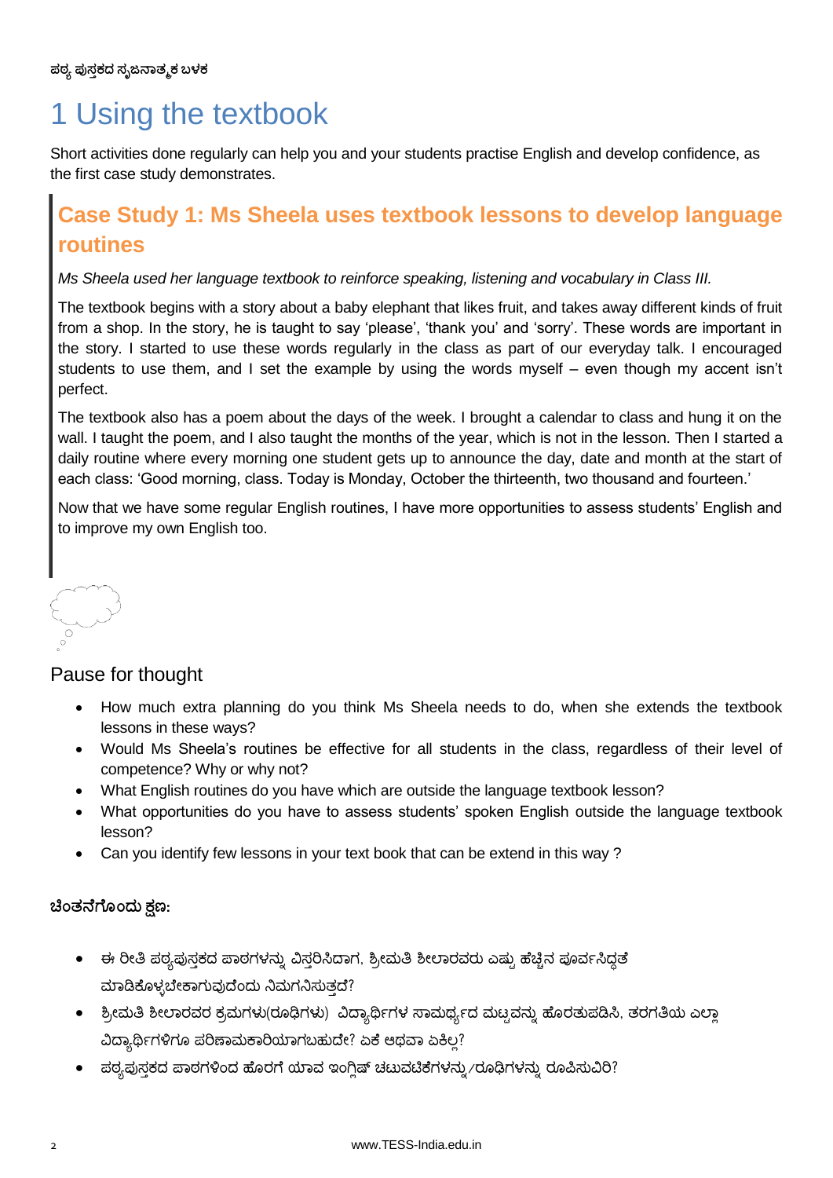# 1 Using the textbook

Short activities done regularly can help you and your students practise English and develop confidence, as the first case study demonstrates.

## Case Study 1: Ms Sheela uses textbook lessons to develop language routines

*Ms Sheela used her language textbook to reinforce speaking, listening and vocabulary in Class III.*

The textbook begins with a story about a baby elephant that likes fruit, and takes away different kinds of fruit from a shop. In the story, he is taught to say 'please', 'thank you' and 'sorry'. These words are important in the story. I started to use these words regularly in the class as part of our everyday talk. I encouraged students to use them, and I set the example by using the words myself – even though my accent isn't perfect.

The textbook also has a poem about the days of the week. I brought a calendar to class and hung it on the wall. I taught the poem, and I also taught the months of the year, which is not in the lesson. Then I started a daily routine where every morning one student gets up to announce the day, date and month at the start of each class: 'Good morning, class. Today is Monday, October the thirteenth, two thousand and fourteen.'

Now that we have some regular English routines, I have more opportunities to assess students' English and to improve my own English too.

### Pause for thought

- How much extra planning do you think Ms Sheela needs to do, when she extends the textbook lessons in these ways?
- Would Ms Sheela's routines be effective for all students in the class, regardless of their level of competence? Why or why not?
- What English routines do you have which are outside the language textbook lesson?
- What opportunities do you have to assess students' spoken English outside the language textbook lesson?
- Can you identify few lessons in your text book that can be extend in this way ?

**ಚಿಂತನೆಗೊಂದು ಕ್ಷಣ:**

- ಈ ರೀತಿ ಪಠ್ಯಪುಸ್ತಕದ ಪಾಠಗಳನ್ನು ವಿಸ್ತರಿಸಿದಾಗ, ಶ್ರೀಮತಿ ಶೀಲಾರವರು ಎಷ್ಟು ಹೆಚ್ಚಿನ ಪೂರ್ವಸಿದ್ಧತೆ ಮಾಡಿಕೊಳ್ಳಬೇಕಾಗುವುದೆಂದು ನಿಮಗನಿಸುತ್ತದೆ?
- ಶ್ರೀಮತಿ ಶೀಲಾರವರ ಕ್ರಮಗಳು(ರೂಢಿಗಳು) ವಿದ್ಯಾರ್ಥಿಗಳ ಸಾಮರ್ಥ್ಯದ ಮಟ್ಟವನ್ನು ಹೊರತುಪಡಿಸಿ, ತರಗತಿಯ ಎಲ್ಲಾ ವಿದ್ಯಾರ್ಥಿಗಳಿಗೂ ಪರಿಣಾಮಕಾರಿಯಾಗಬಹುದೇ? ಏಕೆ ಅಥವಾ ಏಕಿಲ್ಲ?
- ಪಠ್ಯಪುಸ್ತಕದ ಪಾಠಗಳಿಂದ ಹೊರಗೆ ಯಾವ ಇಂಗ್ಲಿಷ್ ಚಟುವಟಿಕೆಗಳನ್ನು/ರೂಢಿಗಳನ್ನು ರೂಪಿಸುವಿರಿ?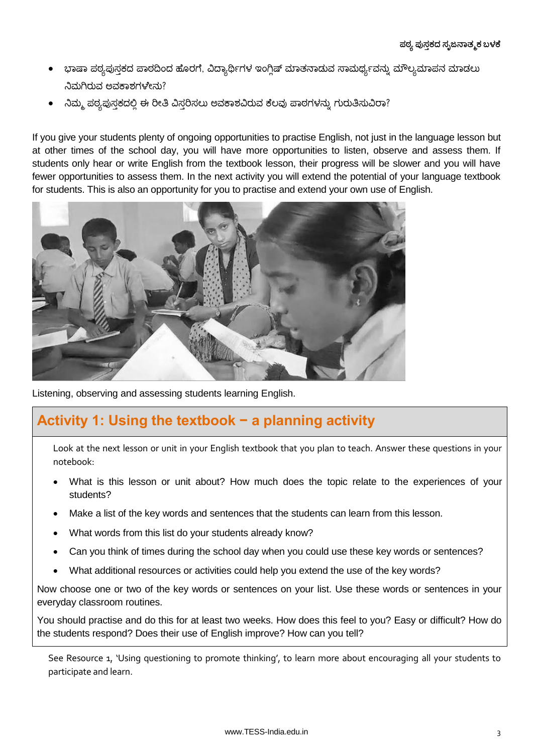- ಭಾಷಾ ಪಠ್ಯಪುಸ್ತಕದ ಪಾಠದಿಂದ ಹೊರಗೆ, ವಿದ್ಯಾರ್ಥಿಗಳ ಇಂಗ್ಲಿಷ್ ಮಾತನಾಡುವ ಸಾಮರ್ಥ್ಯವನ್ನು ಮೌಲ್ಯಮಾಪನ ಮಾಡಲು ನಿಮಗಿರುವ ಅವಕಾಶಗಳೇನು?
- ನಿಮ್ಮ ಪಠ್ಯಪುಸ್ತಕದಲ್ಲಿ ಈ ರೀತಿ ವಿಸ್ತರಿಸಲು ಅವಕಾಶವಿರುವ ಕೆಲವು ಪಾಠಗಳನ್ನು ಗುರುತಿಸುವಿರಾ?

If you give your students plenty of ongoing opportunities to practise English, not just in the language lesson but at other times of the school day, you will have more opportunities to listen, observe and assess them. If students only hear or write English from the textbook lesson, their progress will be slower and you will have fewer opportunities to assess them. In the next activity you will extend the potential of your language textbook for students. This is also an opportunity for you to practise and extend your own use of English.

Listening, observing and assessing students learning English.

## Activity 1: Using the textbook − a planning activity

Look at the next lesson or unit in your English textbook that you plan to teach. Answer these questions in your notebook:

- What is this lesson or unit about? How much does the topic relate to the experiences of your students?
- Make a list of the key words and sentences that the students can learn from this lesson.
- What words from this list do your students already know?
- Can you think of times during the school day when you could use these key words or sentences?
- What additional resources or activities could help you extend the use of the key words?

Now choose one or two of the key words or sentences on your list. Use these words or sentences in your everyday classroom routines.

You should practise and do this for at least two weeks. How does this feel to you? Easy or difficult? How do the students respond? Does their use of English improve? How can you tell?

See Resource 1, 'Using questioning to promote thinking', to learn more about encouraging all your students to participate and learn.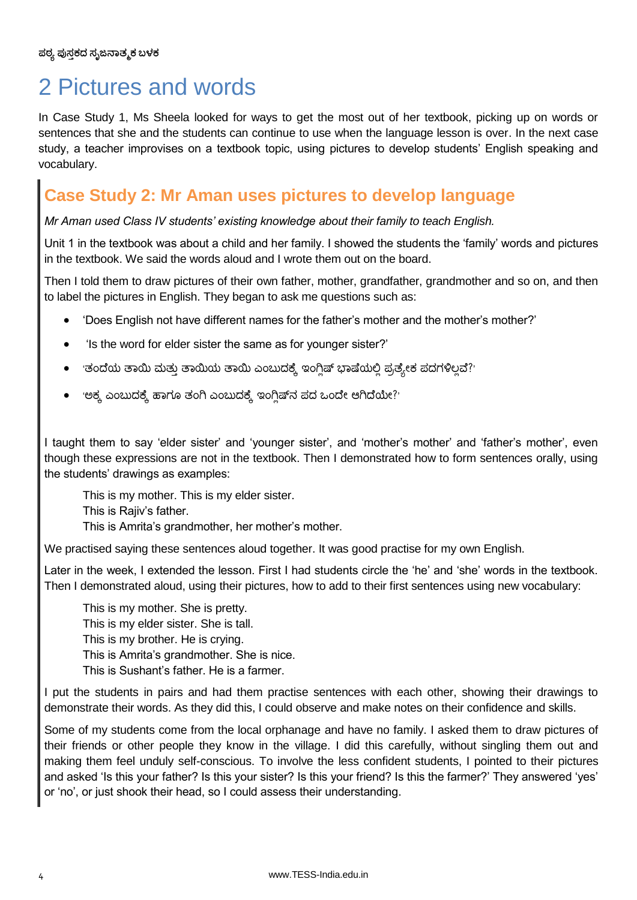# 2 Pictures and words

In Case Study 1, Ms Sheela looked for ways to get the most out of her textbook, picking up on words or sentences that she and the students can continue to use when the language lesson is over. In the next case study, a teacher improvises on a textbook topic, using pictures to develop students' English speaking and vocabulary.

## Case Study 2: Mr Aman uses pictures to develop language

*Mr Aman used Class IV students' existing knowledge about their family to teach English.*

Unit 1 in the textbook was about a child and her family. I showed the students the 'family' words and pictures in the textbook. We said the words aloud and I wrote them out on the board.

Then I told them to draw pictures of their own father, mother, grandfather, grandmother and so on, and then to label the pictures in English. They began to ask me questions such as:

- 'Does English not have different names for the father's mother and the mother's mother?'
- 'Is the word for elder sister the same as for younger sister?'
- 'ತಂದೆಯ ತಾಯಿ ಮತ್ತು ತಾಯಿಯ ತಾಯಿ ಎಂಬುದಕ್ಕೆ ಇಂಗ್ಲಿಷ್ ಭಾಷೆಯಲ್ಲಿ ಪ್ರತ್ಯೇಕ ಪದಗಳಿಲ್ಲವೆ?'
- 'ಅಕ್ಕ ಎಂಬುದಕ್ಕೆ ಹಾಗೂ ತಂಗಿ ಎಂಬುದಕ್ಕೆ ಇಂಗ್ಲಿಷ್‌ನ ಪದ ಒಂದೇ ಆಗಿದೆಯೇ?'

I taught them to say 'elder sister' and 'younger sister', and 'mother's mother' and 'father's mother', even though these expressions are not in the textbook. Then I demonstrated how to form sentences orally, using the students' drawings as examples:

> This is my mother. This is my elder sister.
> This is Rajiv's father.
> This is Amrita's grandmother, her mother's mother.

We practised saying these sentences aloud together. It was good practise for my own English.

Later in the week, I extended the lesson. First I had students circle the 'he' and 'she' words in the textbook. Then I demonstrated aloud, using their pictures, how to add to their first sentences using new vocabulary:

> This is my mother. She is pretty.
> This is my elder sister. She is tall.
> This is my brother. He is crying.
> This is Amrita's grandmother. She is nice.
> This is Sushant's father. He is a farmer.

I put the students in pairs and had them practise sentences with each other, showing their drawings to demonstrate their words. As they did this, I could observe and make notes on their confidence and skills.

Some of my students come from the local orphanage and have no family. I asked them to draw pictures of their friends or other people they know in the village. I did this carefully, without singling them out and making them feel unduly self-conscious. To involve the less confident students, I pointed to their pictures and asked 'Is this your father? Is this your sister? Is this your friend? Is this the farmer?' They answered 'yes' or 'no', or just shook their head, so I could assess their understanding.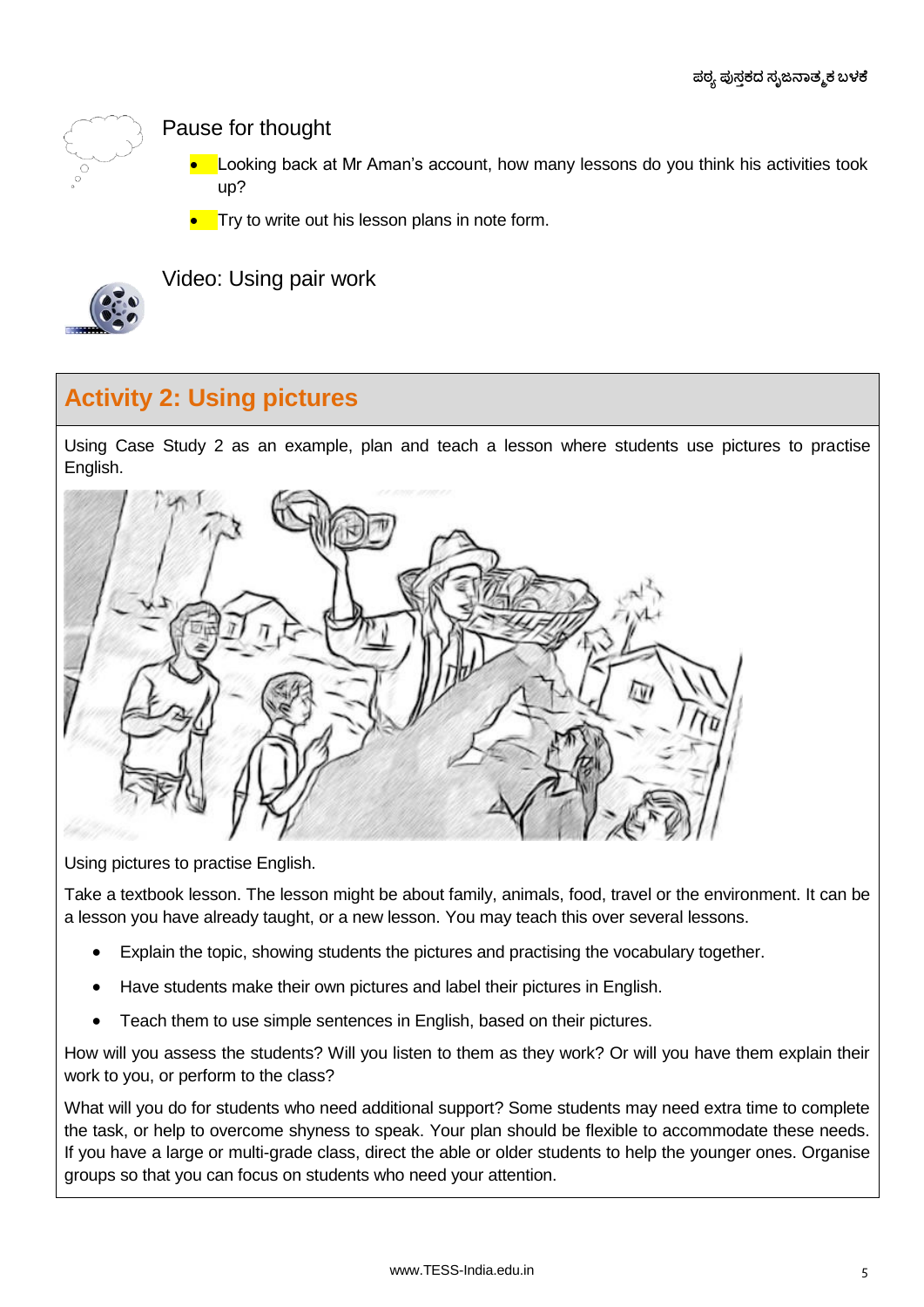## Pause for thought

- Looking back at Mr Aman's account, how many lessons do you think his activities took up?
- Try to write out his lesson plans in note form.

## Video: Using pair work

## Activity 2: Using pictures

Using Case Study 2 as an example, plan and teach a lesson where students use pictures to practise English.

Using pictures to practise English.

Take a textbook lesson. The lesson might be about family, animals, food, travel or the environment. It can be a lesson you have already taught, or a new lesson. You may teach this over several lessons.

- Explain the topic, showing students the pictures and practising the vocabulary together.
- Have students make their own pictures and label their pictures in English.
- Teach them to use simple sentences in English, based on their pictures.

How will you assess the students? Will you listen to them as they work? Or will you have them explain their work to you, or perform to the class?

What will you do for students who need additional support? Some students may need extra time to complete the task, or help to overcome shyness to speak. Your plan should be flexible to accommodate these needs. If you have a large or multi-grade class, direct the able or older students to help the younger ones. Organise groups so that you can focus on students who need your attention.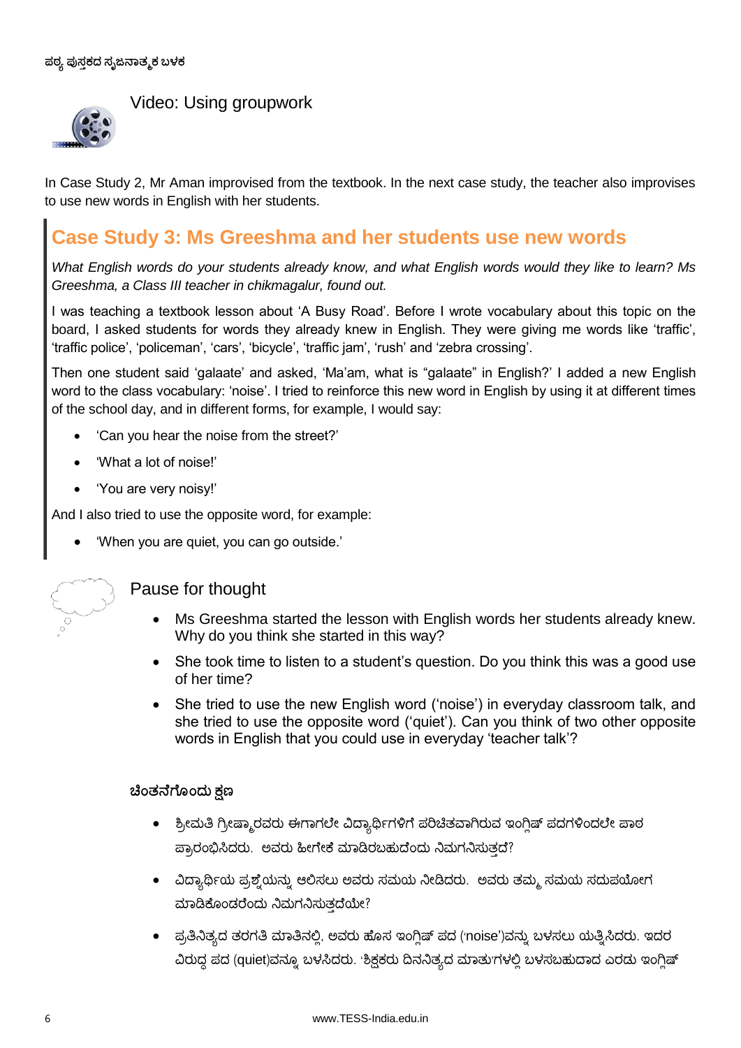Video: Using groupwork

In Case Study 2, Mr Aman improvised from the textbook. In the next case study, the teacher also improvises to use new words in English with her students.

## Case Study 3: Ms Greeshma and her students use new words

*What English words do your students already know, and what English words would they like to learn? Ms Greeshma, a Class III teacher in chikmagalur, found out.*

I was teaching a textbook lesson about 'A Busy Road'. Before I wrote vocabulary about this topic on the board, I asked students for words they already knew in English. They were giving me words like 'traffic', 'traffic police', 'policeman', 'cars', 'bicycle', 'traffic jam', 'rush' and 'zebra crossing'.

Then one student said 'galaate' and asked, 'Ma'am, what is "galaate" in English?' I added a new English word to the class vocabulary: 'noise'. I tried to reinforce this new word in English by using it at different times of the school day, and in different forms, for example, I would say:

- 'Can you hear the noise from the street?'
- 'What a lot of noise!'
- 'You are very noisy!'

And I also tried to use the opposite word, for example:

- 'When you are quiet, you can go outside.'

### Pause for thought

- Ms Greeshma started the lesson with English words her students already knew. Why do you think she started in this way?
- She took time to listen to a student's question. Do you think this was a good use of her time?
- She tried to use the new English word ('noise') in everyday classroom talk, and she tried to use the opposite word ('quiet'). Can you think of two other opposite words in English that you could use in everyday 'teacher talk'?

### ಚಿಂತನೆಗೊಂದು ಕ್ಷಣ

- ಶ್ರೀಮತಿ ಗ್ರೀಷ್ಮಾರವರು ಈಗಾಗಲೇ ವಿದ್ಯಾರ್ಥಿಗಳಿಗೆ ಪರಿಚಿತವಾಗಿರುವ ಇಂಗ್ಲಿಷ್ ಪದಗಳಿಂದಲೇ ಪಾಠ ಪ್ರಾರಂಭಿಸಿದರು. ಅವರು ಹೀಗೇಕೆ ಮಾಡಿರಬಹುದೆಂದು ನಿಮಗನಿಸುತ್ತದೆ?
- ವಿದ್ಯಾರ್ಥಿಯ ಪ್ರಶ್ನೆಯನ್ನು ಆಲಿಸಲು ಅವರು ಸಮಯ ನೀಡಿದರು. ಅವರು ತಮ್ಮ ಸಮಯ ಸದುಪಯೋಗ ಮಾಡಿಕೊಂಡರೆಂದು ನಿಮಗನಿಸುತ್ತದೆಯೇ?
- ಪ್ರತಿನಿತ್ಯದ ತರಗತಿ ಮಾತಿನಲ್ಲಿ, ಅವರು ಹೊಸ ಇಂಗ್ಲಿಷ್ ಪದ ('noise')ವನ್ನು ಬಳಸಲು ಯತ್ನಿಸಿದರು. ಇದರ ವಿರುದ್ಧ ಪದ (quiet)ವನ್ನೂ ಬಳಸಿದರು. 'ಶಿಕ್ಷಕರು ದಿನನಿತ್ಯದ ಮಾತು'ಗಳಲ್ಲಿ ಬಳಸಬಹುದಾದ ಎರಡು ಇಂಗ್ಲಿಷ್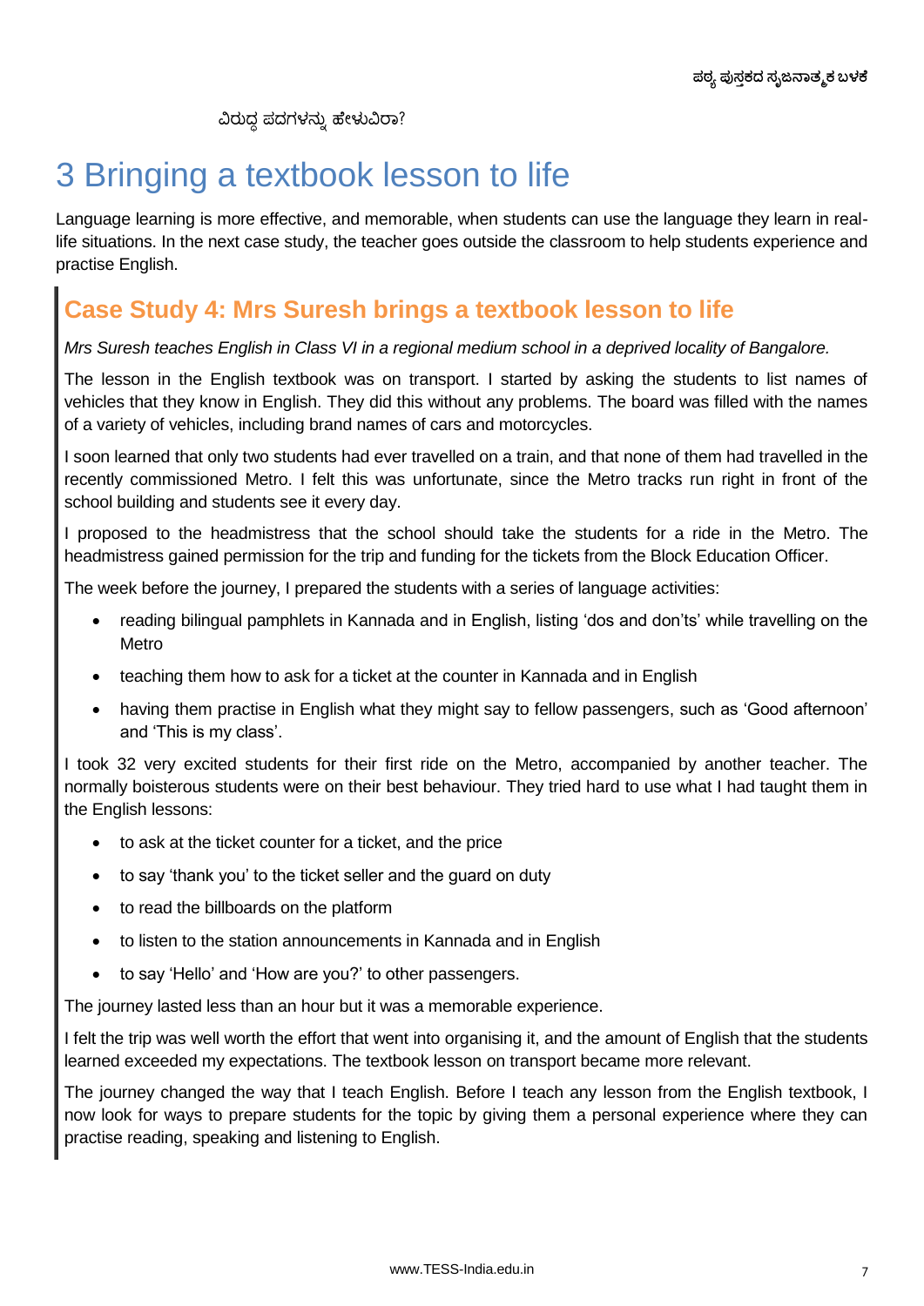ವಿರುದ್ಧ ಪದಗಳನ್ನು ಹೇಳುವಿರಾ?

# 3 Bringing a textbook lesson to life

Language learning is more effective, and memorable, when students can use the language they learn in real-life situations. In the next case study, the teacher goes outside the classroom to help students experience and practise English.

## Case Study 4: Mrs Suresh brings a textbook lesson to life

*Mrs Suresh teaches English in Class VI in a regional medium school in a deprived locality of Bangalore.*

The lesson in the English textbook was on transport. I started by asking the students to list names of vehicles that they know in English. They did this without any problems. The board was filled with the names of a variety of vehicles, including brand names of cars and motorcycles.

I soon learned that only two students had ever travelled on a train, and that none of them had travelled in the recently commissioned Metro. I felt this was unfortunate, since the Metro tracks run right in front of the school building and students see it every day.

I proposed to the headmistress that the school should take the students for a ride in the Metro. The headmistress gained permission for the trip and funding for the tickets from the Block Education Officer.

The week before the journey, I prepared the students with a series of language activities:

- reading bilingual pamphlets in Kannada and in English, listing 'dos and don'ts' while travelling on the Metro
- teaching them how to ask for a ticket at the counter in Kannada and in English
- having them practise in English what they might say to fellow passengers, such as 'Good afternoon' and 'This is my class'.

I took 32 very excited students for their first ride on the Metro, accompanied by another teacher. The normally boisterous students were on their best behaviour. They tried hard to use what I had taught them in the English lessons:

- to ask at the ticket counter for a ticket, and the price
- to say 'thank you' to the ticket seller and the guard on duty
- to read the billboards on the platform
- to listen to the station announcements in Kannada and in English
- to say 'Hello' and 'How are you?' to other passengers.

The journey lasted less than an hour but it was a memorable experience.

I felt the trip was well worth the effort that went into organising it, and the amount of English that the students learned exceeded my expectations. The textbook lesson on transport became more relevant.

The journey changed the way that I teach English. Before I teach any lesson from the English textbook, I now look for ways to prepare students for the topic by giving them a personal experience where they can practise reading, speaking and listening to English.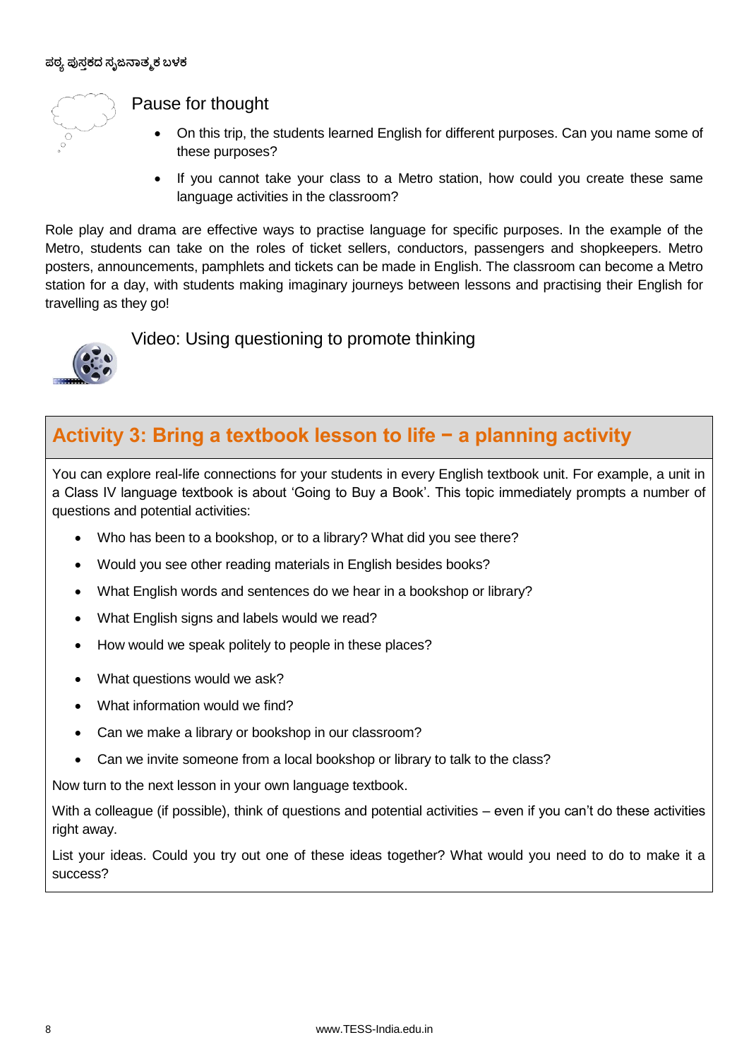## Pause for thought

- On this trip, the students learned English for different purposes. Can you name some of these purposes?
- If you cannot take your class to a Metro station, how could you create these same language activities in the classroom?

Role play and drama are effective ways to practise language for specific purposes. In the example of the Metro, students can take on the roles of ticket sellers, conductors, passengers and shopkeepers. Metro posters, announcements, pamphlets and tickets can be made in English. The classroom can become a Metro station for a day, with students making imaginary journeys between lessons and practising their English for travelling as they go!

## Video: Using questioning to promote thinking

## Activity 3: Bring a textbook lesson to life − a planning activity

You can explore real-life connections for your students in every English textbook unit. For example, a unit in a Class IV language textbook is about 'Going to Buy a Book'. This topic immediately prompts a number of questions and potential activities:

- Who has been to a bookshop, or to a library? What did you see there?
- Would you see other reading materials in English besides books?
- What English words and sentences do we hear in a bookshop or library?
- What English signs and labels would we read?
- How would we speak politely to people in these places?
- What questions would we ask?
- What information would we find?
- Can we make a library or bookshop in our classroom?
- Can we invite someone from a local bookshop or library to talk to the class?

Now turn to the next lesson in your own language textbook.

With a colleague (if possible), think of questions and potential activities – even if you can't do these activities right away.

List your ideas. Could you try out one of these ideas together? What would you need to do to make it a success?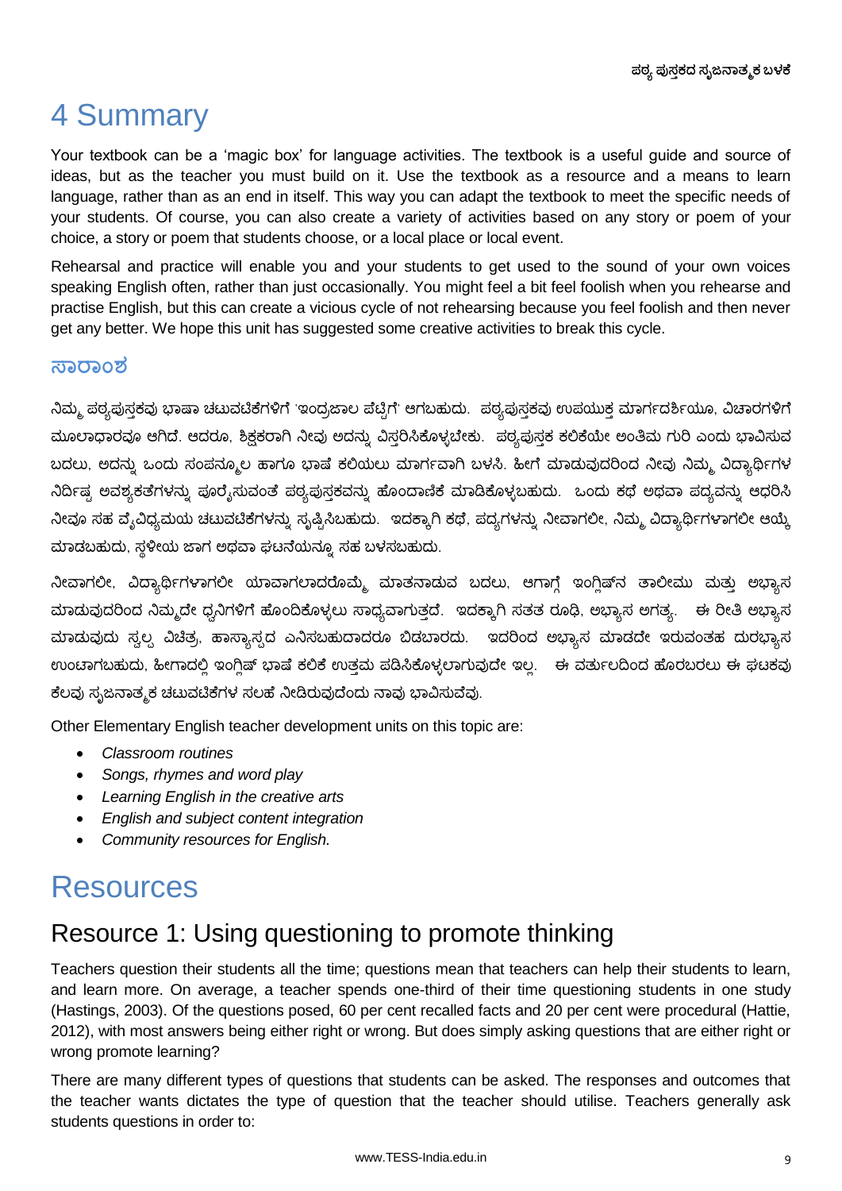# 4 Summary

Your textbook can be a 'magic box' for language activities. The textbook is a useful guide and source of ideas, but as the teacher you must build on it. Use the textbook as a resource and a means to learn language, rather than as an end in itself. This way you can adapt the textbook to meet the specific needs of your students. Of course, you can also create a variety of activities based on any story or poem of your choice, a story or poem that students choose, or a local place or local event.

Rehearsal and practice will enable you and your students to get used to the sound of your own voices speaking English often, rather than just occasionally. You might feel a bit feel foolish when you rehearse and practise English, but this can create a vicious cycle of not rehearsing because you feel foolish and then never get any better. We hope this unit has suggested some creative activities to break this cycle.

## ಸಾರಾಂಶ

ನಿಮ್ಮ ಪಠ್ಯಪುಸ್ತಕವು ಭಾಷಾ ಚಟುವಟಿಕೆಗಳಿಗೆ 'ಇಂದ್ರಜಾಲ ಪೆಟ್ಟಿಗೆ' ಆಗಬಹುದು. ಪಠ್ಯಪುಸ್ತಕವು ಉಪಯುಕ್ತ ಮಾರ್ಗದರ್ಶಿಯೂ, ವಿಚಾರಗಳಿಗೆ ಮೂಲಾಧಾರವೂ ಆಗಿದೆ. ಆದರೂ, ಶಿಕ್ಷಕರಾಗಿ ನೀವು ಅದನ್ನು ವಿಸ್ತರಿಸಿಕೊಳ್ಳಬೇಕು. ಪಠ್ಯಪುಸ್ತಕ ಕಲಿಕೆಯೇ ಅಂತಿಮ ಗುರಿ ಎಂದು ಭಾವಿಸುವ ಬದಲು, ಅದನ್ನು ಒಂದು ಸಂಪನ್ಮೂಲ ಹಾಗೂ ಭಾಷೆ ಕಲಿಯಲು ಮಾರ್ಗವಾಗಿ ಬಳಸಿ. ಹೀಗೆ ಮಾಡುವುದರಿಂದ ನೀವು ನಿಮ್ಮ ವಿದ್ಯಾರ್ಥಿಗಳ ನಿರ್ದಿಷ್ಟ ಅವಶ್ಯಕತೆಗಳನ್ನು ಪೂರೈಸುವಂತೆ ಪಠ್ಯಪುಸ್ತಕವನ್ನು ಹೊಂದಾಣಿಕೆ ಮಾಡಿಕೊಳ್ಳಬಹುದು. ಒಂದು ಕಥೆ ಅಥವಾ ಪದ್ಯವನ್ನು ಆಧರಿಸಿ ನೀವೂ ಸಹ ವೈವಿಧ್ಯಮಯ ಚಟುವಟಿಕೆಗಳನ್ನು ಸೃಷ್ಟಿಸಬಹುದು. ಇದಕ್ಕಾಗಿ ಕಥೆ, ಪದ್ಯಗಳನ್ನು ನೀವಾಗಲೀ, ನಿಮ್ಮ ವಿದ್ಯಾರ್ಥಿಗಳಾಗಲೀ ಆಯ್ಕೆ ಮಾಡಬಹುದು, ಸ್ಥಳೀಯ ಜಾಗ ಅಥವಾ ಘಟನೆಯನ್ನೂ ಸಹ ಬಳಸಬಹುದು.

ನೀವಾಗಲೀ, ವಿದ್ಯಾರ್ಥಿಗಳಾಗಲೀ ಯಾವಾಗಲಾದರೊಮ್ಮೆ ಮಾತನಾಡುವ ಬದಲು, ಆಗಾಗ್ಗೆ ಇಂಗ್ಲಿಷ್‌ನ ತಾಲೀಮು ಮತ್ತು ಅಭ್ಯಾಸ ಮಾಡುವುದರಿಂದ ನಿಮ್ಮದೇ ಧ್ವನಿಗಳಿಗೆ ಹೊಂದಿಕೊಳ್ಳಲು ಸಾಧ್ಯವಾಗುತ್ತದೆ. ಇದಕ್ಕಾಗಿ ಸತತ ರೂಢಿ, ಅಭ್ಯಾಸ ಅಗತ್ಯ. ಈ ರೀತಿ ಅಭ್ಯಾಸ ಮಾಡುವುದು ಸ್ವಲ್ಪ ವಿಚಿತ್ರ, ಹಾಸ್ಯಾಸ್ಪದ ಎನಿಸಬಹುದಾದರೂ ಬಿಡಬಾರದು. ಇದರಿಂದ ಅಭ್ಯಾಸ ಮಾಡದೇ ಇರುವಂತಹ ದುರಭ್ಯಾಸ ಉಂಟಾಗಬಹುದು, ಹೀಗಾದಲ್ಲಿ ಇಂಗ್ಲಿಷ್ ಭಾಷೆ ಕಲಿಕೆ ಉತ್ತಮ ಪಡಿಸಿಕೊಳ್ಳಲಾಗುವುದೇ ಇಲ್ಲ. ಈ ವರ್ತುಲದಿಂದ ಹೊರಬರಲು ಈ ಘಟಕವು ಕೆಲವು ಸೃಜನಾತ್ಮಕ ಚಟುವಟಿಕೆಗಳ ಸಲಹೆ ನೀಡಿರುವುದೆಂದು ನಾವು ಭಾವಿಸುವೆವು.

Other Elementary English teacher development units on this topic are:

- *Classroom routines*
- *Songs, rhymes and word play*
- *Learning English in the creative arts*
- *English and subject content integration*
- *Community resources for English.*

# Resources

## Resource 1: Using questioning to promote thinking

Teachers question their students all the time; questions mean that teachers can help their students to learn, and learn more. On average, a teacher spends one-third of their time questioning students in one study (Hastings, 2003). Of the questions posed, 60 per cent recalled facts and 20 per cent were procedural (Hattie, 2012), with most answers being either right or wrong. But does simply asking questions that are either right or wrong promote learning?

There are many different types of questions that students can be asked. The responses and outcomes that the teacher wants dictates the type of question that the teacher should utilise. Teachers generally ask students questions in order to: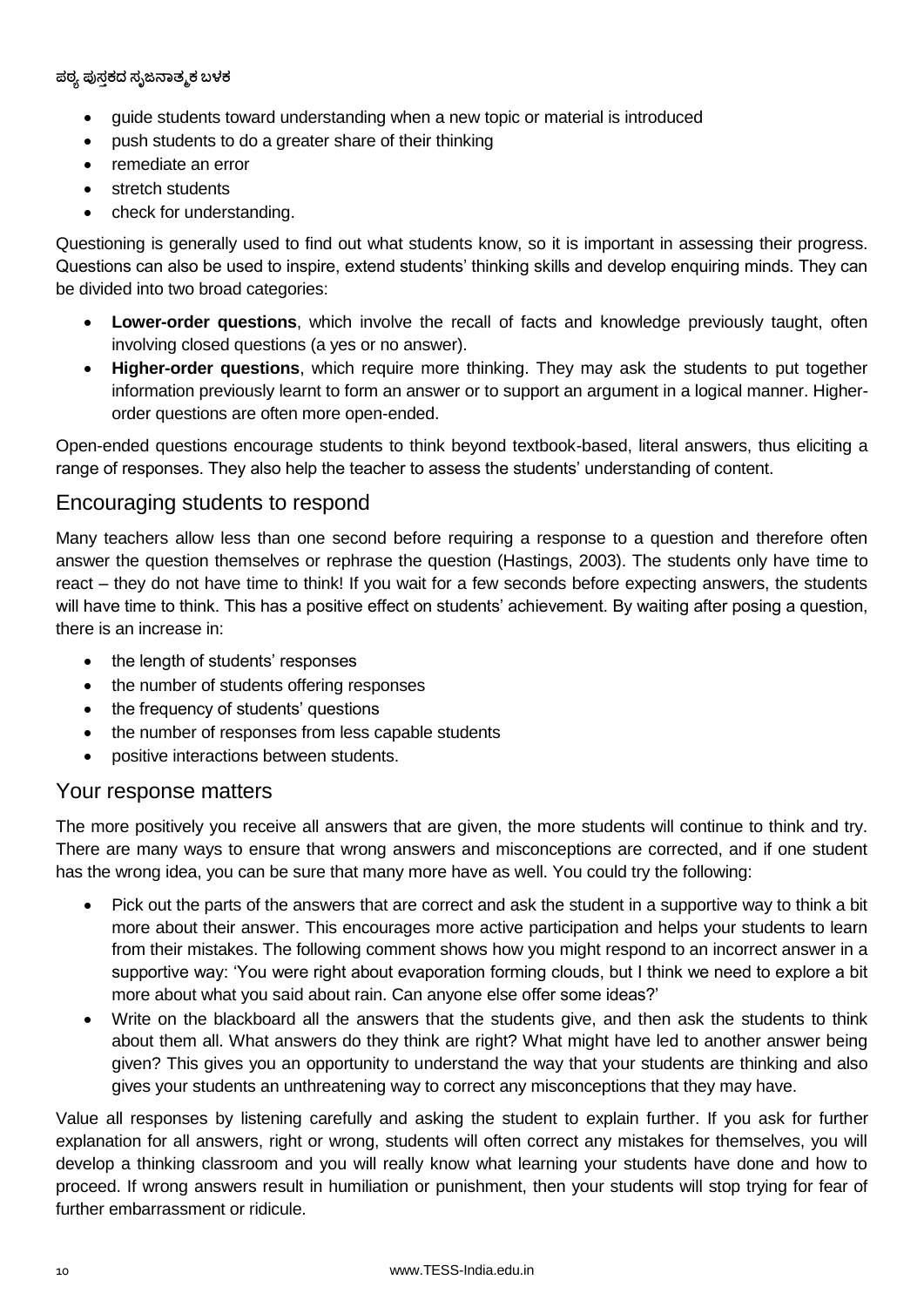- guide students toward understanding when a new topic or material is introduced
- push students to do a greater share of their thinking
- remediate an error
- stretch students
- check for understanding.

Questioning is generally used to find out what students know, so it is important in assessing their progress. Questions can also be used to inspire, extend students' thinking skills and develop enquiring minds. They can be divided into two broad categories:

- **Lower-order questions**, which involve the recall of facts and knowledge previously taught, often involving closed questions (a yes or no answer).
- **Higher-order questions**, which require more thinking. They may ask the students to put together information previously learnt to form an answer or to support an argument in a logical manner. Higher-order questions are often more open-ended.

Open-ended questions encourage students to think beyond textbook-based, literal answers, thus eliciting a range of responses. They also help the teacher to assess the students' understanding of content.

## Encouraging students to respond

Many teachers allow less than one second before requiring a response to a question and therefore often answer the question themselves or rephrase the question (Hastings, 2003). The students only have time to react – they do not have time to think! If you wait for a few seconds before expecting answers, the students will have time to think. This has a positive effect on students' achievement. By waiting after posing a question, there is an increase in:

- the length of students' responses
- the number of students offering responses
- the frequency of students' questions
- the number of responses from less capable students
- positive interactions between students.

## Your response matters

The more positively you receive all answers that are given, the more students will continue to think and try. There are many ways to ensure that wrong answers and misconceptions are corrected, and if one student has the wrong idea, you can be sure that many more have as well. You could try the following:

- Pick out the parts of the answers that are correct and ask the student in a supportive way to think a bit more about their answer. This encourages more active participation and helps your students to learn from their mistakes. The following comment shows how you might respond to an incorrect answer in a supportive way: 'You were right about evaporation forming clouds, but I think we need to explore a bit more about what you said about rain. Can anyone else offer some ideas?'
- Write on the blackboard all the answers that the students give, and then ask the students to think about them all. What answers do they think are right? What might have led to another answer being given? This gives you an opportunity to understand the way that your students are thinking and also gives your students an unthreatening way to correct any misconceptions that they may have.

Value all responses by listening carefully and asking the student to explain further. If you ask for further explanation for all answers, right or wrong, students will often correct any mistakes for themselves, you will develop a thinking classroom and you will really know what learning your students have done and how to proceed. If wrong answers result in humiliation or punishment, then your students will stop trying for fear of further embarrassment or ridicule.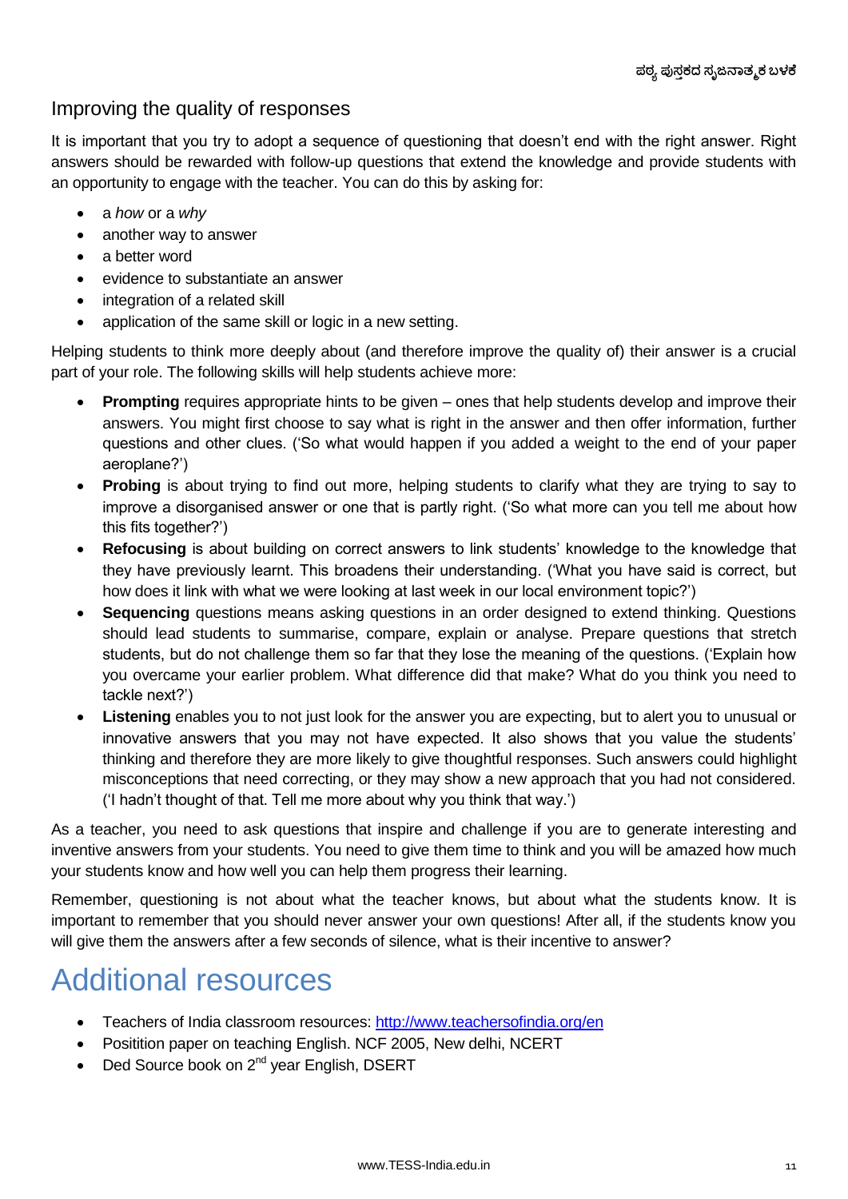## Improving the quality of responses

It is important that you try to adopt a sequence of questioning that doesn't end with the right answer. Right answers should be rewarded with follow-up questions that extend the knowledge and provide students with an opportunity to engage with the teacher. You can do this by asking for:

- a *how* or a *why*
- another way to answer
- a better word
- evidence to substantiate an answer
- integration of a related skill
- application of the same skill or logic in a new setting.

Helping students to think more deeply about (and therefore improve the quality of) their answer is a crucial part of your role. The following skills will help students achieve more:

- **Prompting** requires appropriate hints to be given – ones that help students develop and improve their answers. You might first choose to say what is right in the answer and then offer information, further questions and other clues. ('So what would happen if you added a weight to the end of your paper aeroplane?')
- **Probing** is about trying to find out more, helping students to clarify what they are trying to say to improve a disorganised answer or one that is partly right. ('So what more can you tell me about how this fits together?')
- **Refocusing** is about building on correct answers to link students' knowledge to the knowledge that they have previously learnt. This broadens their understanding. ('What you have said is correct, but how does it link with what we were looking at last week in our local environment topic?')
- **Sequencing** questions means asking questions in an order designed to extend thinking. Questions should lead students to summarise, compare, explain or analyse. Prepare questions that stretch students, but do not challenge them so far that they lose the meaning of the questions. ('Explain how you overcame your earlier problem. What difference did that make? What do you think you need to tackle next?')
- **Listening** enables you to not just look for the answer you are expecting, but to alert you to unusual or innovative answers that you may not have expected. It also shows that you value the students' thinking and therefore they are more likely to give thoughtful responses. Such answers could highlight misconceptions that need correcting, or they may show a new approach that you had not considered. ('I hadn't thought of that. Tell me more about why you think that way.')

As a teacher, you need to ask questions that inspire and challenge if you are to generate interesting and inventive answers from your students. You need to give them time to think and you will be amazed how much your students know and how well you can help them progress their learning.

Remember, questioning is not about what the teacher knows, but about what the students know. It is important to remember that you should never answer your own questions! After all, if the students know you will give them the answers after a few seconds of silence, what is their incentive to answer?

# Additional resources

- Teachers of India classroom resources: http://www.teachersofindia.org/en
- Positition paper on teaching English. NCF 2005, New delhi, NCERT
- Ded Source book on 2nd year English, DSERT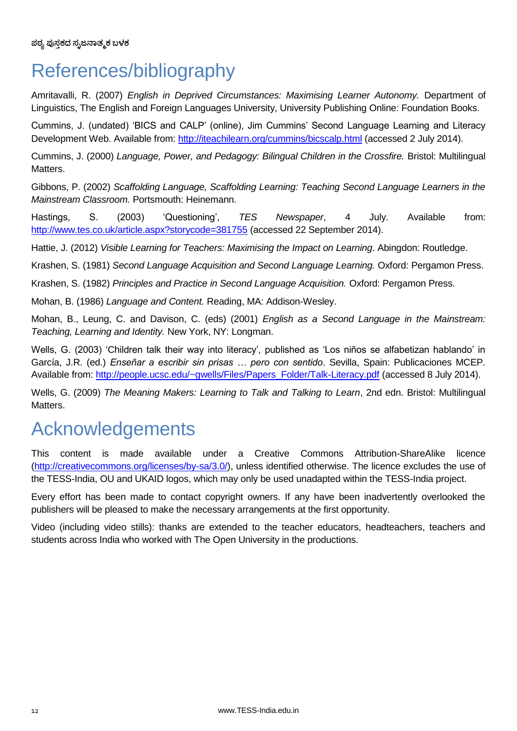# References/bibliography

Amritavalli, R. (2007) *English in Deprived Circumstances: Maximising Learner Autonomy.* Department of Linguistics, The English and Foreign Languages University, University Publishing Online: Foundation Books.

Cummins, J. (undated) 'BICS and CALP' (online), Jim Cummins' Second Language Learning and Literacy Development Web. Available from: http://iteachilearn.org/cummins/bicscalp.html (accessed 2 July 2014).

Cummins, J. (2000) *Language, Power, and Pedagogy: Bilingual Children in the Crossfire.* Bristol: Multilingual Matters.

Gibbons, P. (2002) *Scaffolding Language, Scaffolding Learning: Teaching Second Language Learners in the Mainstream Classroom.* Portsmouth: Heinemann.

Hastings, S. (2003) 'Questioning', *TES Newspaper*, 4 July. Available from: http://www.tes.co.uk/article.aspx?storycode=381755 (accessed 22 September 2014).

Hattie, J. (2012) *Visible Learning for Teachers: Maximising the Impact on Learning*. Abingdon: Routledge.

Krashen, S. (1981) *Second Language Acquisition and Second Language Learning.* Oxford: Pergamon Press.

Krashen, S. (1982) *Principles and Practice in Second Language Acquisition.* Oxford: Pergamon Press.

Mohan, B. (1986) *Language and Content.* Reading, MA: Addison-Wesley.

Mohan, B., Leung, C. and Davison, C. (eds) (2001) *English as a Second Language in the Mainstream: Teaching, Learning and Identity.* New York, NY: Longman.

Wells, G. (2003) 'Children talk their way into literacy', published as 'Los niños se alfabetizan hablando' in García, J.R. (ed.) *Enseñar a escribir sin prisas … pero con sentido*. Sevilla, Spain: Publicaciones MCEP. Available from: http://people.ucsc.edu/~gwells/Files/Papers_Folder/Talk-Literacy.pdf (accessed 8 July 2014).

Wells, G. (2009) *The Meaning Makers: Learning to Talk and Talking to Learn*, 2nd edn. Bristol: Multilingual Matters.

# Acknowledgements

This content is made available under a Creative Commons Attribution-ShareAlike licence (http://creativecommons.org/licenses/by-sa/3.0/), unless identified otherwise. The licence excludes the use of the TESS-India, OU and UKAID logos, which may only be used unadapted within the TESS-India project.

Every effort has been made to contact copyright owners. If any have been inadvertently overlooked the publishers will be pleased to make the necessary arrangements at the first opportunity.

Video (including video stills): thanks are extended to the teacher educators, headteachers, teachers and students across India who worked with The Open University in the productions.